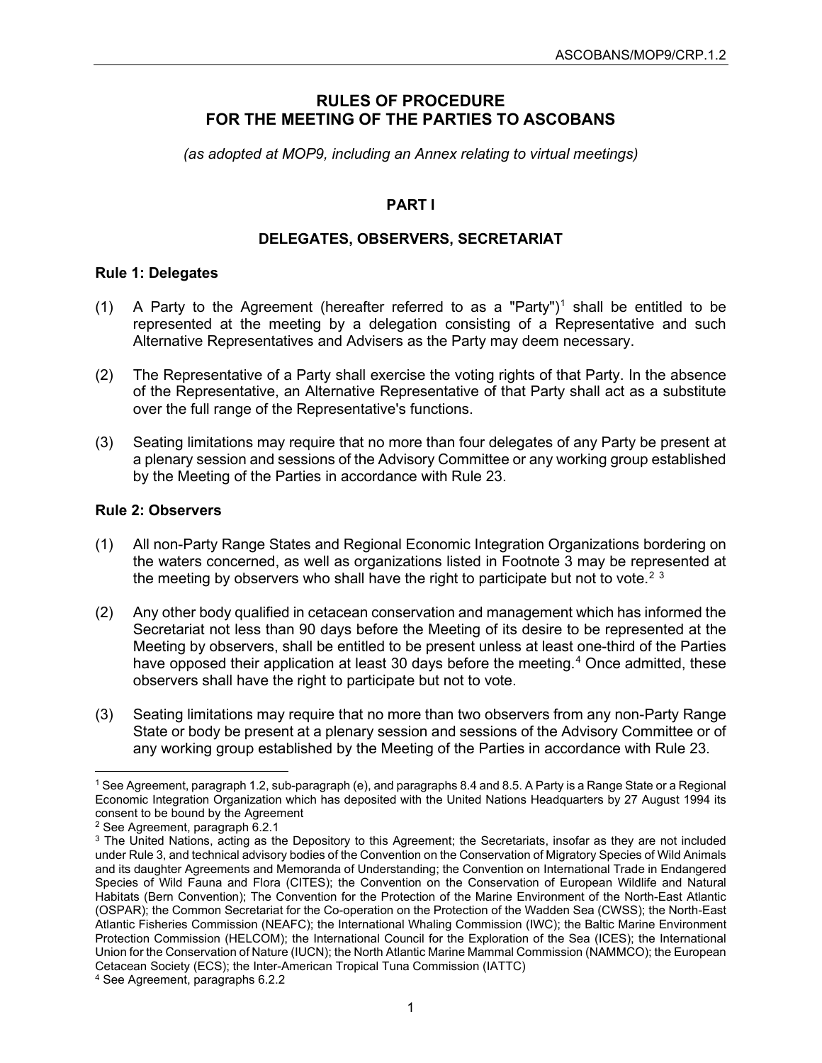# RULES OF PROCEDURE FOR THE MEETING OF THE PARTIES TO ASCOBANS

*(as adopted at MOP9, including an Annex relating to virtual meetings)*

## PART I

## DELEGATES, OBSERVERS, SECRETARIAT

### Rule 1: Delegates

(1) A Party to the Agreement (hereafter referred to as a "Party")[1] shall be entitled to be represented at the meeting by a delegation consisting of a Representative and such Alternative Representatives and Advisers as the Party may deem necessary.

(2) The Representative of a Party shall exercise the voting rights of that Party. In the absence of the Representative, an Alternative Representative of that Party shall act as a substitute over the full range of the Representative's functions.

(3) Seating limitations may require that no more than four delegates of any Party be present at a plenary session and sessions of the Advisory Committee or any working group established by the Meeting of the Parties in accordance with Rule 23.

### Rule 2: Observers

(1) All non-Party Range States and Regional Economic Integration Organizations bordering on the waters concerned, as well as organizations listed in Footnote 3 may be represented at the meeting by observers who shall have the right to participate but not to vote.[2] [3]

(2) Any other body qualified in cetacean conservation and management which has informed the Secretariat not less than 90 days before the Meeting of its desire to be represented at the Meeting by observers, shall be entitled to be present unless at least one-third of the Parties have opposed their application at least 30 days before the meeting.[4] Once admitted, these observers shall have the right to participate but not to vote.

(3) Seating limitations may require that no more than two observers from any non-Party Range State or body be present at a plenary session and sessions of the Advisory Committee or of any working group established by the Meeting of the Parties in accordance with Rule 23.

---

[1] See Agreement, paragraph 1.2, sub-paragraph (e), and paragraphs 8.4 and 8.5. A Party is a Range State or a Regional Economic Integration Organization which has deposited with the United Nations Headquarters by 27 August 1994 its consent to be bound by the Agreement

[2] See Agreement, paragraph 6.2.1

[3] The United Nations, acting as the Depository to this Agreement; the Secretariats, insofar as they are not included under Rule 3, and technical advisory bodies of the Convention on the Conservation of Migratory Species of Wild Animals and its daughter Agreements and Memoranda of Understanding; the Convention on International Trade in Endangered Species of Wild Fauna and Flora (CITES); the Convention on the Conservation of European Wildlife and Natural Habitats (Bern Convention); The Convention for the Protection of the Marine Environment of the North-East Atlantic (OSPAR); the Common Secretariat for the Co-operation on the Protection of the Wadden Sea (CWSS); the North-East Atlantic Fisheries Commission (NEAFC); the International Whaling Commission (IWC); the Baltic Marine Environment Protection Commission (HELCOM); the International Council for the Exploration of the Sea (ICES); the International Union for the Conservation of Nature (IUCN); the North Atlantic Marine Mammal Commission (NAMMCO); the European Cetacean Society (ECS); the Inter-American Tropical Tuna Commission (IATTC)

[4] See Agreement, paragraphs 6.2.2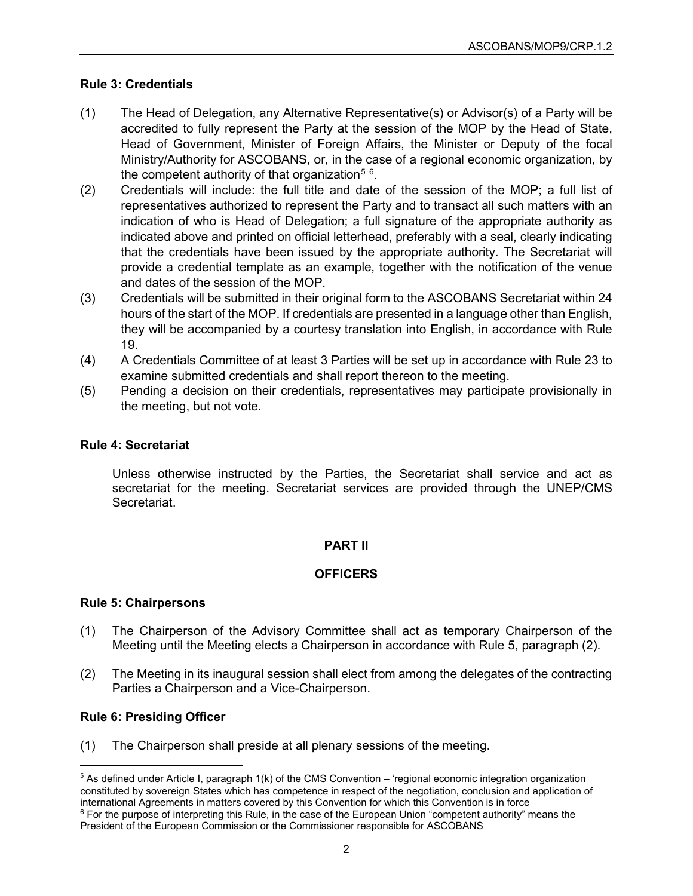### Rule 3: Credentials

(1) The Head of Delegation, any Alternative Representative(s) or Advisor(s) of a Party will be accredited to fully represent the Party at the session of the MOP by the Head of State, Head of Government, Minister of Foreign Affairs, the Minister or Deputy of the focal Ministry/Authority for ASCOBANS, or, in the case of a regional economic organization, by the competent authority of that organization[5] [6].

(2) Credentials will include: the full title and date of the session of the MOP; a full list of representatives authorized to represent the Party and to transact all such matters with an indication of who is Head of Delegation; a full signature of the appropriate authority as indicated above and printed on official letterhead, preferably with a seal, clearly indicating that the credentials have been issued by the appropriate authority. The Secretariat will provide a credential template as an example, together with the notification of the venue and dates of the session of the MOP.

(3) Credentials will be submitted in their original form to the ASCOBANS Secretariat within 24 hours of the start of the MOP. If credentials are presented in a language other than English, they will be accompanied by a courtesy translation into English, in accordance with Rule 19.

(4) A Credentials Committee of at least 3 Parties will be set up in accordance with Rule 23 to examine submitted credentials and shall report thereon to the meeting.

(5) Pending a decision on their credentials, representatives may participate provisionally in the meeting, but not vote.

### Rule 4: Secretariat

Unless otherwise instructed by the Parties, the Secretariat shall service and act as secretariat for the meeting. Secretariat services are provided through the UNEP/CMS Secretariat.

## PART II

## OFFICERS

### Rule 5: Chairpersons

(1) The Chairperson of the Advisory Committee shall act as temporary Chairperson of the Meeting until the Meeting elects a Chairperson in accordance with Rule 5, paragraph (2).

(2) The Meeting in its inaugural session shall elect from among the delegates of the contracting Parties a Chairperson and a Vice-Chairperson.

### Rule 6: Presiding Officer

(1) The Chairperson shall preside at all plenary sessions of the meeting.

---

[5] As defined under Article I, paragraph 1(k) of the CMS Convention – 'regional economic integration organization constituted by sovereign States which has competence in respect of the negotiation, conclusion and application of international Agreements in matters covered by this Convention for which this Convention is in force

[6] For the purpose of interpreting this Rule, in the case of the European Union "competent authority" means the President of the European Commission or the Commissioner responsible for ASCOBANS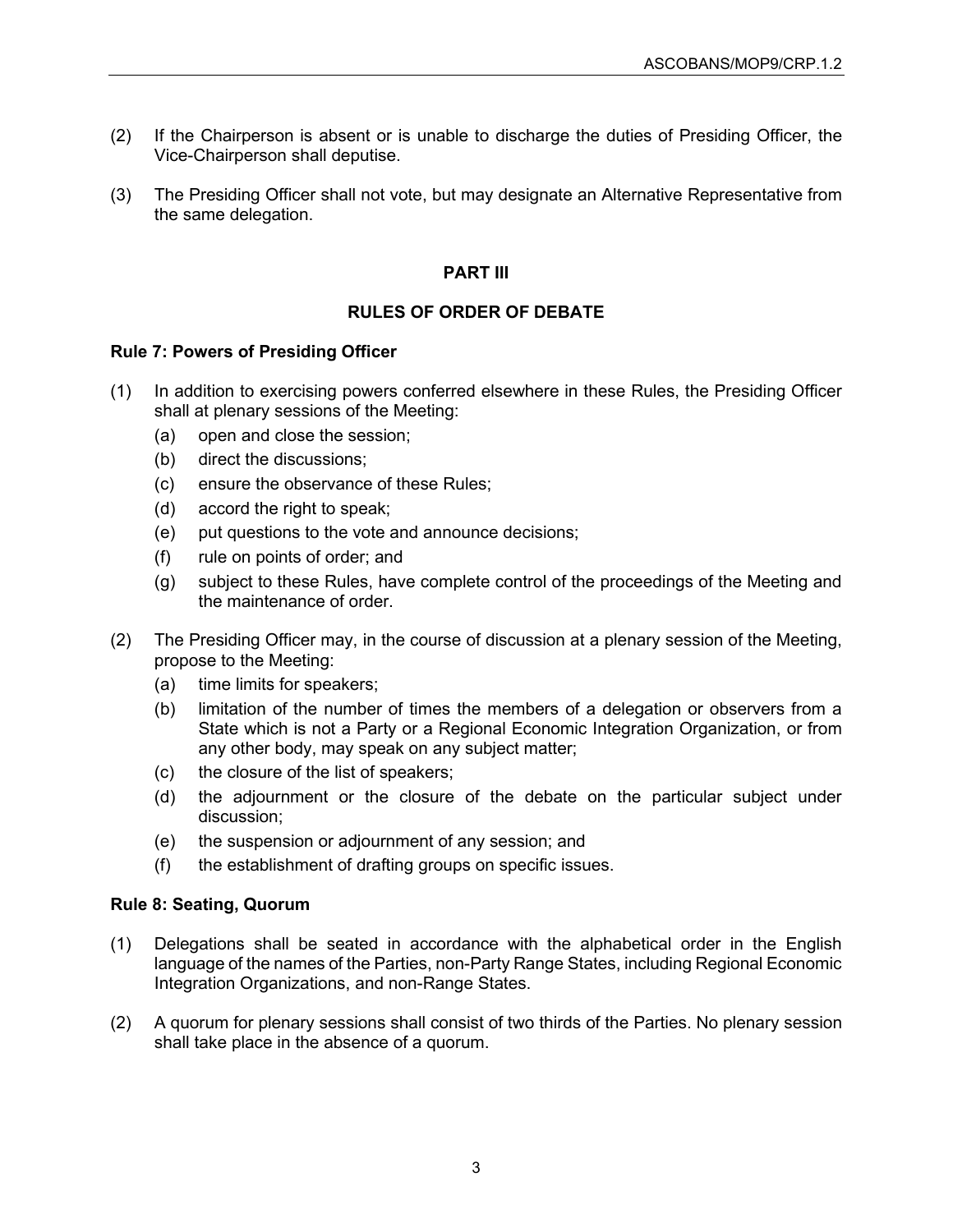(2) If the Chairperson is absent or is unable to discharge the duties of Presiding Officer, the Vice-Chairperson shall deputise.

(3) The Presiding Officer shall not vote, but may designate an Alternative Representative from the same delegation.

## PART III

## RULES OF ORDER OF DEBATE

### Rule 7: Powers of Presiding Officer

(1) In addition to exercising powers conferred elsewhere in these Rules, the Presiding Officer shall at plenary sessions of the Meeting:
   (a) open and close the session;
   (b) direct the discussions;
   (c) ensure the observance of these Rules;
   (d) accord the right to speak;
   (e) put questions to the vote and announce decisions;
   (f) rule on points of order; and
   (g) subject to these Rules, have complete control of the proceedings of the Meeting and the maintenance of order.

(2) The Presiding Officer may, in the course of discussion at a plenary session of the Meeting, propose to the Meeting:
   (a) time limits for speakers;
   (b) limitation of the number of times the members of a delegation or observers from a State which is not a Party or a Regional Economic Integration Organization, or from any other body, may speak on any subject matter;
   (c) the closure of the list of speakers;
   (d) the adjournment or the closure of the debate on the particular subject under discussion;
   (e) the suspension or adjournment of any session; and
   (f) the establishment of drafting groups on specific issues.

### Rule 8: Seating, Quorum

(1) Delegations shall be seated in accordance with the alphabetical order in the English language of the names of the Parties, non-Party Range States, including Regional Economic Integration Organizations, and non-Range States.

(2) A quorum for plenary sessions shall consist of two thirds of the Parties. No plenary session shall take place in the absence of a quorum.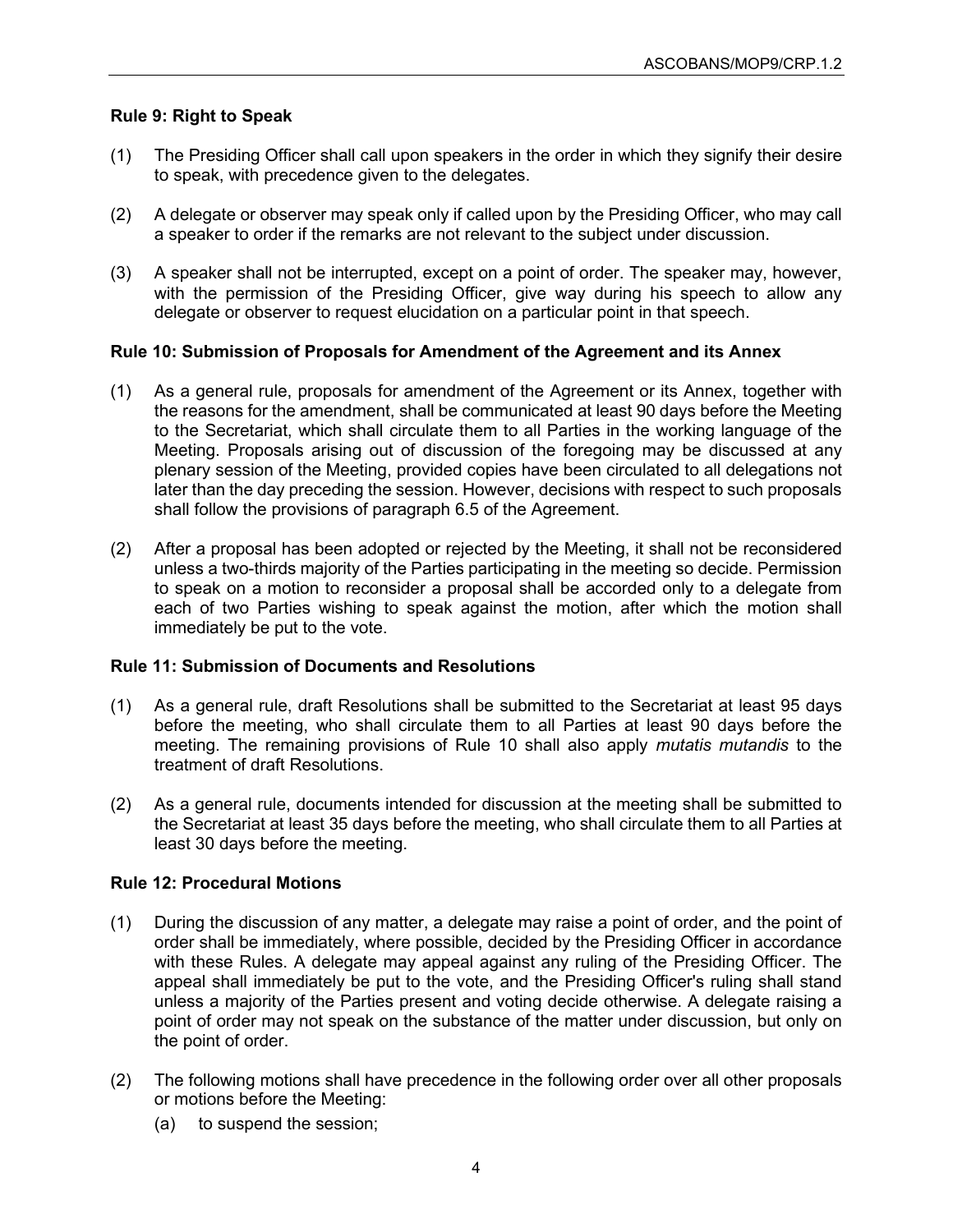**Rule 9: Right to Speak**

(1) The Presiding Officer shall call upon speakers in the order in which they signify their desire to speak, with precedence given to the delegates.

(2) A delegate or observer may speak only if called upon by the Presiding Officer, who may call a speaker to order if the remarks are not relevant to the subject under discussion.

(3) A speaker shall not be interrupted, except on a point of order. The speaker may, however, with the permission of the Presiding Officer, give way during his speech to allow any delegate or observer to request elucidation on a particular point in that speech.

**Rule 10: Submission of Proposals for Amendment of the Agreement and its Annex**

(1) As a general rule, proposals for amendment of the Agreement or its Annex, together with the reasons for the amendment, shall be communicated at least 90 days before the Meeting to the Secretariat, which shall circulate them to all Parties in the working language of the Meeting. Proposals arising out of discussion of the foregoing may be discussed at any plenary session of the Meeting, provided copies have been circulated to all delegations not later than the day preceding the session. However, decisions with respect to such proposals shall follow the provisions of paragraph 6.5 of the Agreement.

(2) After a proposal has been adopted or rejected by the Meeting, it shall not be reconsidered unless a two-thirds majority of the Parties participating in the meeting so decide. Permission to speak on a motion to reconsider a proposal shall be accorded only to a delegate from each of two Parties wishing to speak against the motion, after which the motion shall immediately be put to the vote.

**Rule 11: Submission of Documents and Resolutions**

(1) As a general rule, draft Resolutions shall be submitted to the Secretariat at least 95 days before the meeting, who shall circulate them to all Parties at least 90 days before the meeting. The remaining provisions of Rule 10 shall also apply *mutatis mutandis* to the treatment of draft Resolutions.

(2) As a general rule, documents intended for discussion at the meeting shall be submitted to the Secretariat at least 35 days before the meeting, who shall circulate them to all Parties at least 30 days before the meeting.

**Rule 12: Procedural Motions**

(1) During the discussion of any matter, a delegate may raise a point of order, and the point of order shall be immediately, where possible, decided by the Presiding Officer in accordance with these Rules. A delegate may appeal against any ruling of the Presiding Officer. The appeal shall immediately be put to the vote, and the Presiding Officer's ruling shall stand unless a majority of the Parties present and voting decide otherwise. A delegate raising a point of order may not speak on the substance of the matter under discussion, but only on the point of order.

(2) The following motions shall have precedence in the following order over all other proposals or motions before the Meeting:

   (a) to suspend the session;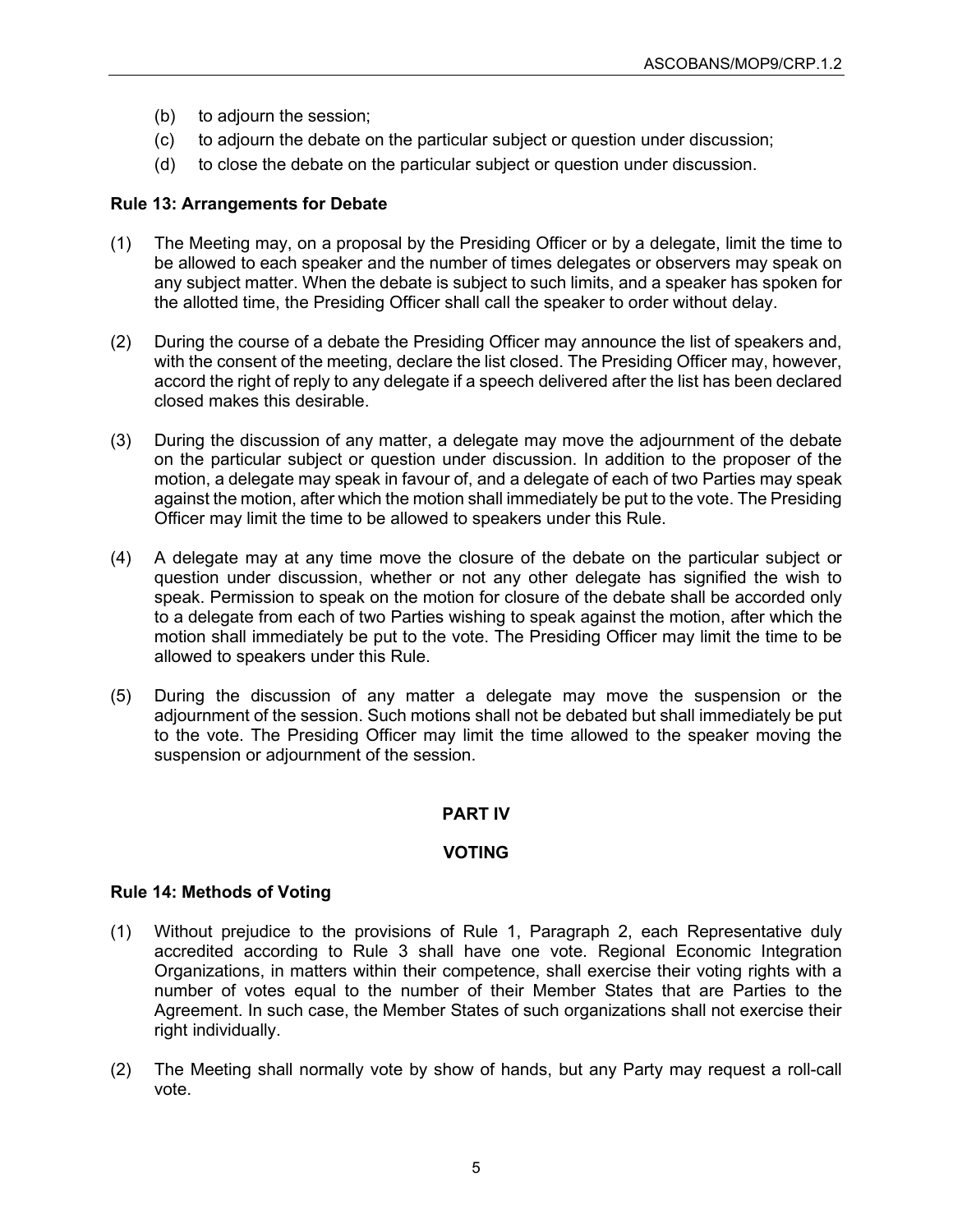(b) to adjourn the session;

(c) to adjourn the debate on the particular subject or question under discussion;

(d) to close the debate on the particular subject or question under discussion.

**Rule 13: Arrangements for Debate**

(1) The Meeting may, on a proposal by the Presiding Officer or by a delegate, limit the time to be allowed to each speaker and the number of times delegates or observers may speak on any subject matter. When the debate is subject to such limits, and a speaker has spoken for the allotted time, the Presiding Officer shall call the speaker to order without delay.

(2) During the course of a debate the Presiding Officer may announce the list of speakers and, with the consent of the meeting, declare the list closed. The Presiding Officer may, however, accord the right of reply to any delegate if a speech delivered after the list has been declared closed makes this desirable.

(3) During the discussion of any matter, a delegate may move the adjournment of the debate on the particular subject or question under discussion. In addition to the proposer of the motion, a delegate may speak in favour of, and a delegate of each of two Parties may speak against the motion, after which the motion shall immediately be put to the vote. The Presiding Officer may limit the time to be allowed to speakers under this Rule.

(4) A delegate may at any time move the closure of the debate on the particular subject or question under discussion, whether or not any other delegate has signified the wish to speak. Permission to speak on the motion for closure of the debate shall be accorded only to a delegate from each of two Parties wishing to speak against the motion, after which the motion shall immediately be put to the vote. The Presiding Officer may limit the time to be allowed to speakers under this Rule.

(5) During the discussion of any matter a delegate may move the suspension or the adjournment of the session. Such motions shall not be debated but shall immediately be put to the vote. The Presiding Officer may limit the time allowed to the speaker moving the suspension or adjournment of the session.

## PART IV

## VOTING

**Rule 14: Methods of Voting**

(1) Without prejudice to the provisions of Rule 1, Paragraph 2, each Representative duly accredited according to Rule 3 shall have one vote. Regional Economic Integration Organizations, in matters within their competence, shall exercise their voting rights with a number of votes equal to the number of their Member States that are Parties to the Agreement. In such case, the Member States of such organizations shall not exercise their right individually.

(2) The Meeting shall normally vote by show of hands, but any Party may request a roll-call vote.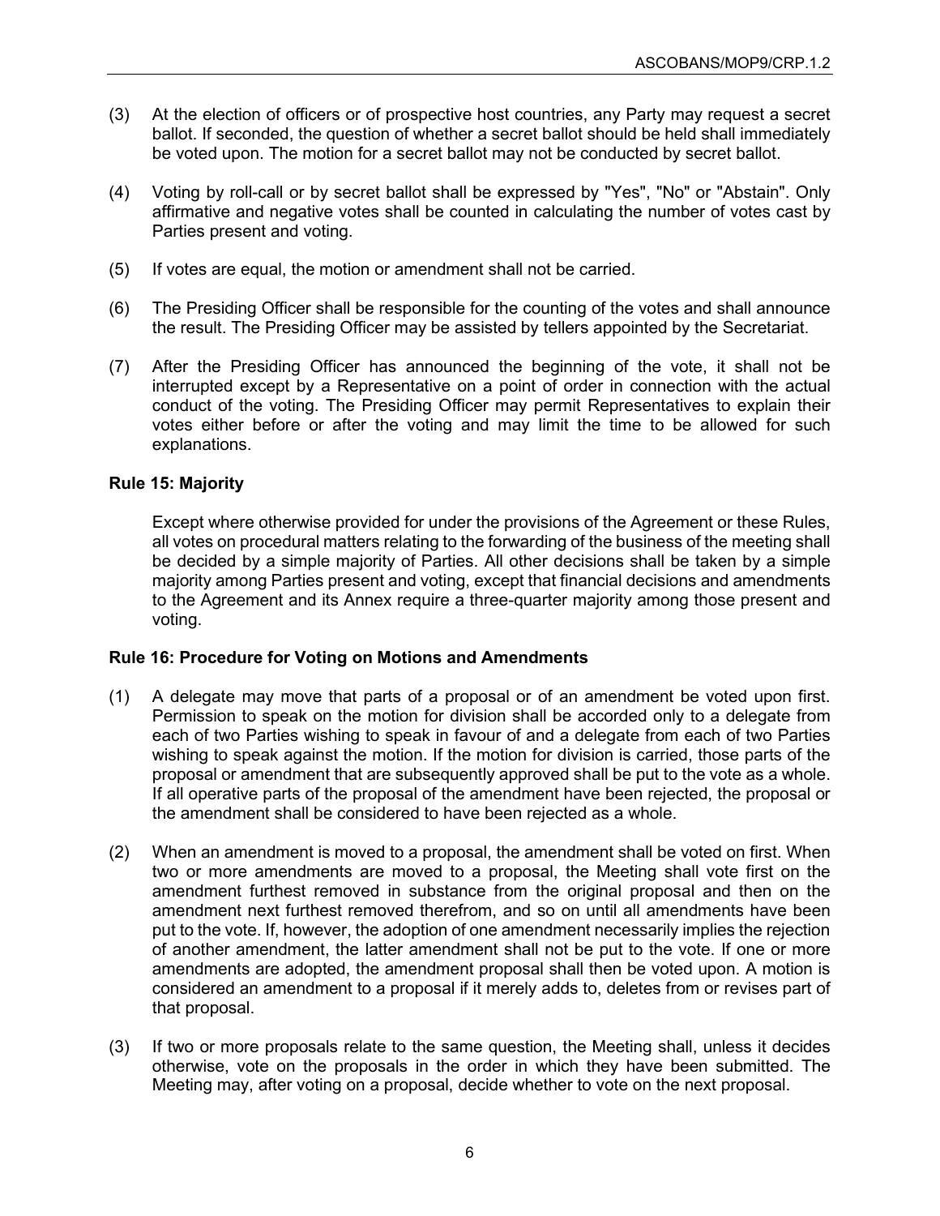(3) At the election of officers or of prospective host countries, any Party may request a secret ballot. If seconded, the question of whether a secret ballot should be held shall immediately be voted upon. The motion for a secret ballot may not be conducted by secret ballot.

(4) Voting by roll-call or by secret ballot shall be expressed by "Yes", "No" or "Abstain". Only affirmative and negative votes shall be counted in calculating the number of votes cast by Parties present and voting.

(5) If votes are equal, the motion or amendment shall not be carried.

(6) The Presiding Officer shall be responsible for the counting of the votes and shall announce the result. The Presiding Officer may be assisted by tellers appointed by the Secretariat.

(7) After the Presiding Officer has announced the beginning of the vote, it shall not be interrupted except by a Representative on a point of order in connection with the actual conduct of the voting. The Presiding Officer may permit Representatives to explain their votes either before or after the voting and may limit the time to be allowed for such explanations.

**Rule 15: Majority**

Except where otherwise provided for under the provisions of the Agreement or these Rules, all votes on procedural matters relating to the forwarding of the business of the meeting shall be decided by a simple majority of Parties. All other decisions shall be taken by a simple majority among Parties present and voting, except that financial decisions and amendments to the Agreement and its Annex require a three-quarter majority among those present and voting.

**Rule 16: Procedure for Voting on Motions and Amendments**

(1) A delegate may move that parts of a proposal or of an amendment be voted upon first. Permission to speak on the motion for division shall be accorded only to a delegate from each of two Parties wishing to speak in favour of and a delegate from each of two Parties wishing to speak against the motion. If the motion for division is carried, those parts of the proposal or amendment that are subsequently approved shall be put to the vote as a whole. If all operative parts of the proposal of the amendment have been rejected, the proposal or the amendment shall be considered to have been rejected as a whole.

(2) When an amendment is moved to a proposal, the amendment shall be voted on first. When two or more amendments are moved to a proposal, the Meeting shall vote first on the amendment furthest removed in substance from the original proposal and then on the amendment next furthest removed therefrom, and so on until all amendments have been put to the vote. If, however, the adoption of one amendment necessarily implies the rejection of another amendment, the latter amendment shall not be put to the vote. If one or more amendments are adopted, the amendment proposal shall then be voted upon. A motion is considered an amendment to a proposal if it merely adds to, deletes from or revises part of that proposal.

(3) If two or more proposals relate to the same question, the Meeting shall, unless it decides otherwise, vote on the proposals in the order in which they have been submitted. The Meeting may, after voting on a proposal, decide whether to vote on the next proposal.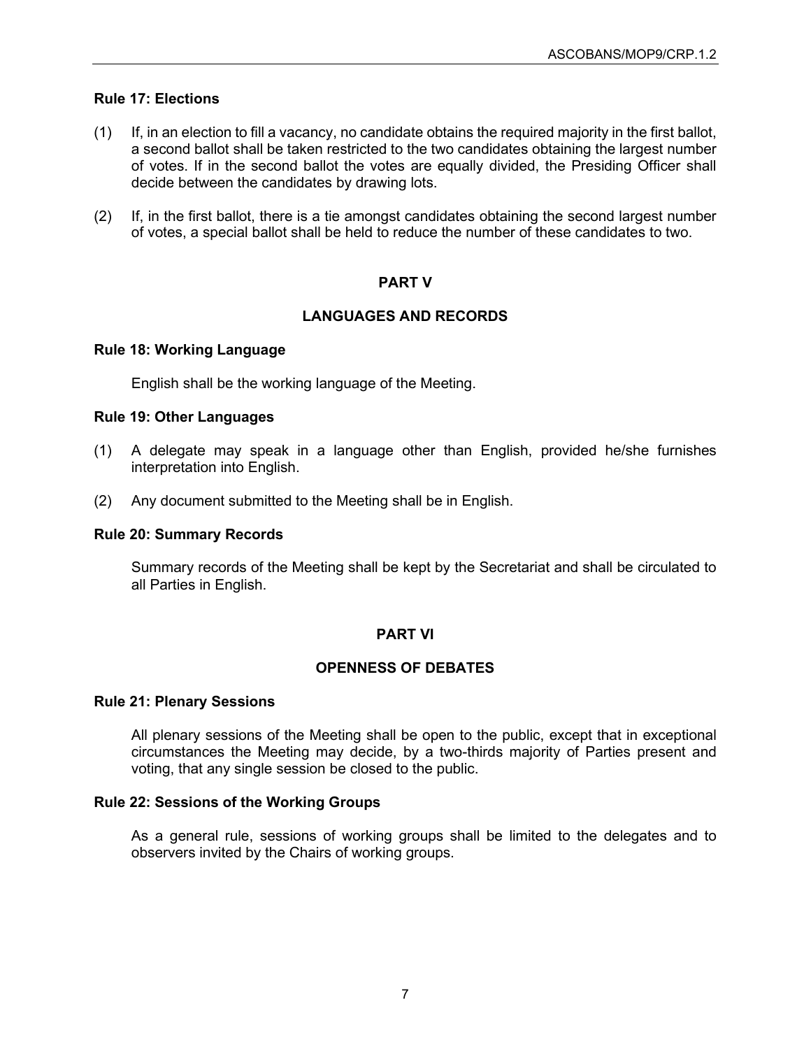### Rule 17: Elections

(1) If, in an election to fill a vacancy, no candidate obtains the required majority in the first ballot, a second ballot shall be taken restricted to the two candidates obtaining the largest number of votes. If in the second ballot the votes are equally divided, the Presiding Officer shall decide between the candidates by drawing lots.

(2) If, in the first ballot, there is a tie amongst candidates obtaining the second largest number of votes, a special ballot shall be held to reduce the number of these candidates to two.

## PART V

## LANGUAGES AND RECORDS

### Rule 18: Working Language

English shall be the working language of the Meeting.

### Rule 19: Other Languages

(1) A delegate may speak in a language other than English, provided he/she furnishes interpretation into English.

(2) Any document submitted to the Meeting shall be in English.

### Rule 20: Summary Records

Summary records of the Meeting shall be kept by the Secretariat and shall be circulated to all Parties in English.

## PART VI

## OPENNESS OF DEBATES

### Rule 21: Plenary Sessions

All plenary sessions of the Meeting shall be open to the public, except that in exceptional circumstances the Meeting may decide, by a two-thirds majority of Parties present and voting, that any single session be closed to the public.

### Rule 22: Sessions of the Working Groups

As a general rule, sessions of working groups shall be limited to the delegates and to observers invited by the Chairs of working groups.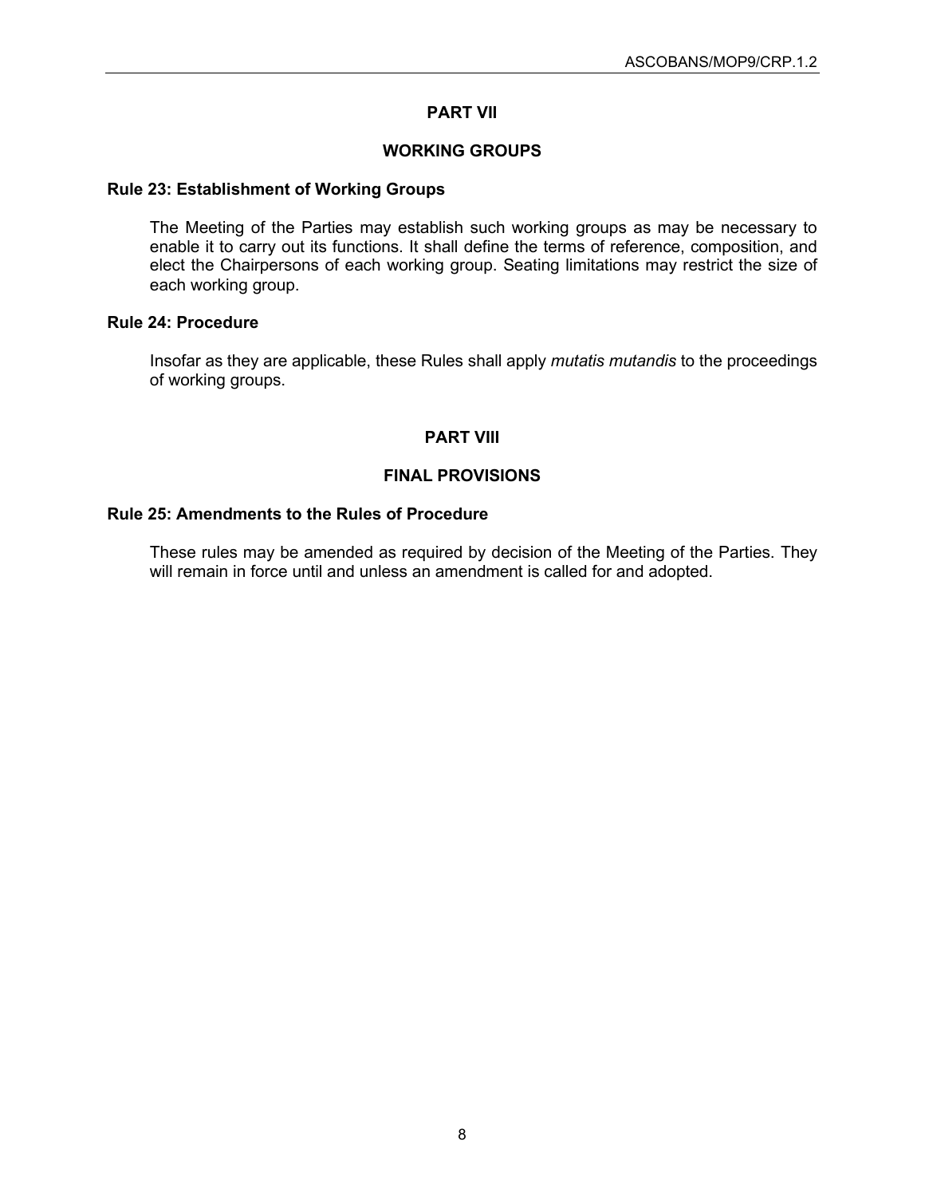## PART VII

## WORKING GROUPS

### Rule 23: Establishment of Working Groups

The Meeting of the Parties may establish such working groups as may be necessary to enable it to carry out its functions. It shall define the terms of reference, composition, and elect the Chairpersons of each working group. Seating limitations may restrict the size of each working group.

### Rule 24: Procedure

Insofar as they are applicable, these Rules shall apply *mutatis mutandis* to the proceedings of working groups.

## PART VIII

## FINAL PROVISIONS

### Rule 25: Amendments to the Rules of Procedure

These rules may be amended as required by decision of the Meeting of the Parties. They will remain in force until and unless an amendment is called for and adopted.